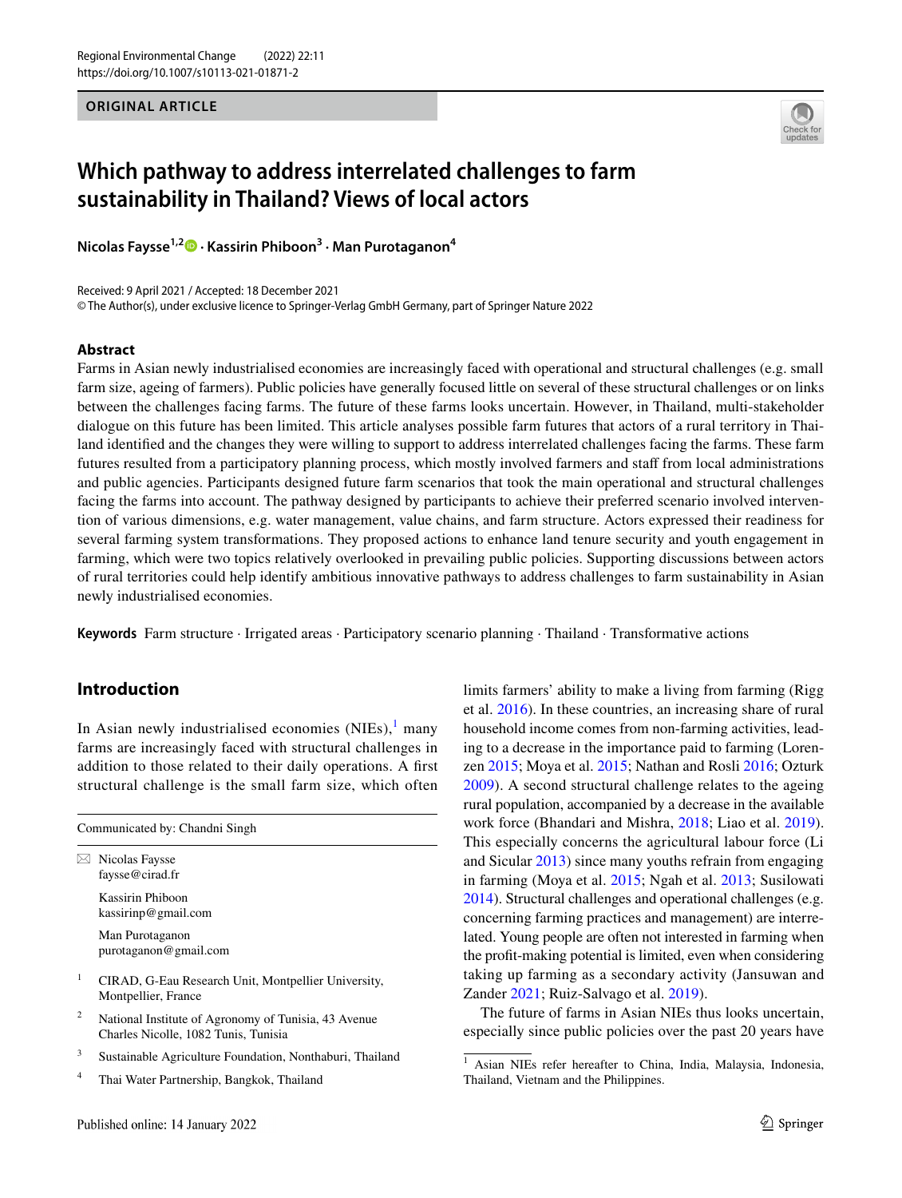ORIGINAL ARTICLE

# Which pathway to address interrelated challenges to farm sustainability in Thailand? Views of local actors

**Nicolas Faysse**[1,2] · **Kassirin Phiboon**[3] · **Man Purotaganon**[4]

Received: 9 April 2021 / Accepted: 18 December 2021
© The Author(s), under exclusive licence to Springer-Verlag GmbH Germany, part of Springer Nature 2022

## Abstract

Farms in Asian newly industrialised economies are increasingly faced with operational and structural challenges (e.g. small farm size, ageing of farmers). Public policies have generally focused little on several of these structural challenges or on links between the challenges facing farms. The future of these farms looks uncertain. However, in Thailand, multi-stakeholder dialogue on this future has been limited. This article analyses possible farm futures that actors of a rural territory in Thailand identified and the changes they were willing to support to address interrelated challenges facing the farms. These farm futures resulted from a participatory planning process, which mostly involved farmers and staff from local administrations and public agencies. Participants designed future farm scenarios that took the main operational and structural challenges facing the farms into account. The pathway designed by participants to achieve their preferred scenario involved intervention of various dimensions, e.g. water management, value chains, and farm structure. Actors expressed their readiness for several farming system transformations. They proposed actions to enhance land tenure security and youth engagement in farming, which were two topics relatively overlooked in prevailing public policies. Supporting discussions between actors of rural territories could help identify ambitious innovative pathways to address challenges to farm sustainability in Asian newly industrialised economies.

**Keywords** Farm structure · Irrigated areas · Participatory scenario planning · Thailand · Transformative actions

## Introduction

In Asian newly industrialised economies (NIEs),[1] many farms are increasingly faced with structural challenges in addition to those related to their daily operations. A first structural challenge is the small farm size, which often limits farmers' ability to make a living from farming (Rigg et al. 2016). In these countries, an increasing share of rural household income comes from non-farming activities, leading to a decrease in the importance paid to farming (Lorenzen 2015; Moya et al. 2015; Nathan and Rosli 2016; Ozturk 2009). A second structural challenge relates to the ageing rural population, accompanied by a decrease in the available work force (Bhandari and Mishra, 2018; Liao et al. 2019). This especially concerns the agricultural labour force (Li and Sicular 2013) since many youths refrain from engaging in farming (Moya et al. 2015; Ngah et al. 2013; Susilowati 2014). Structural challenges and operational challenges (e.g. concerning farming practices and management) are interrelated. Young people are often not interested in farming when the profit-making potential is limited, even when considering taking up farming as a secondary activity (Jansuwan and Zander 2021; Ruiz-Salvago et al. 2019).

The future of farms in Asian NIEs thus looks uncertain, especially since public policies over the past 20 years have

---

Communicated by: Chandni Singh

✉ Nicolas Faysse
faysse@cirad.fr

Kassirin Phiboon
kassirinp@gmail.com

Man Purotaganon
purotaganon@gmail.com

[1] CIRAD, G-Eau Research Unit, Montpellier University, Montpellier, France

[2] National Institute of Agronomy of Tunisia, 43 Avenue Charles Nicolle, 1082 Tunis, Tunisia

[3] Sustainable Agriculture Foundation, Nonthaburi, Thailand

[4] Thai Water Partnership, Bangkok, Thailand

[1] Asian NIEs refer hereafter to China, India, Malaysia, Indonesia, Thailand, Vietnam and the Philippines.

Published online: 14 January 2022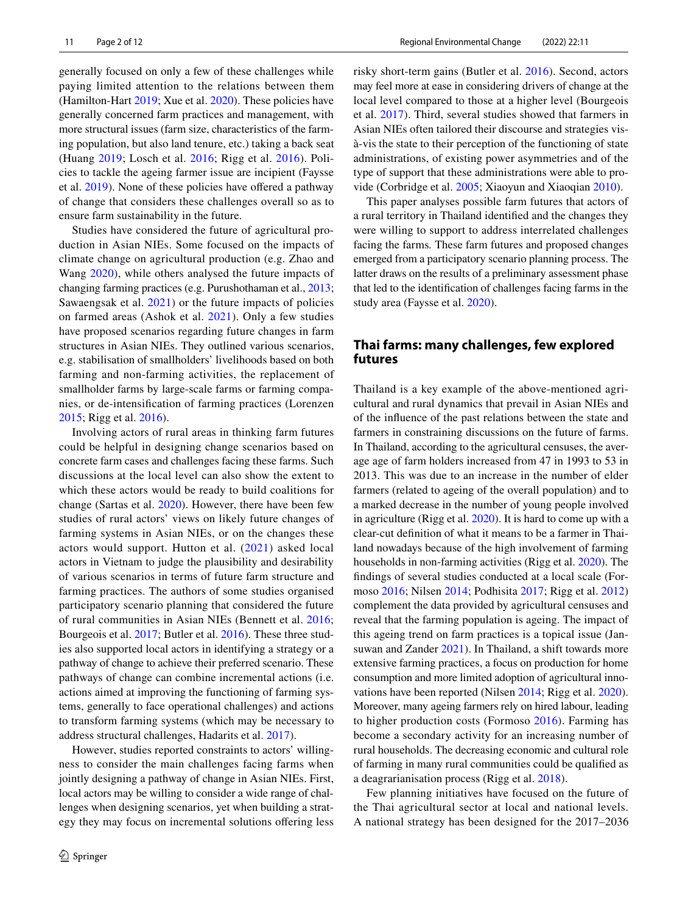generally focused on only a few of these challenges while paying limited attention to the relations between them (Hamilton-Hart 2019; Xue et al. 2020). These policies have generally concerned farm practices and management, with more structural issues (farm size, characteristics of the farming population, but also land tenure, etc.) taking a back seat (Huang 2019; Losch et al. 2016; Rigg et al. 2016). Policies to tackle the ageing farmer issue are incipient (Faysse et al. 2019). None of these policies have offered a pathway of change that considers these challenges overall so as to ensure farm sustainability in the future.

Studies have considered the future of agricultural production in Asian NIEs. Some focused on the impacts of climate change on agricultural production (e.g. Zhao and Wang 2020), while others analysed the future impacts of changing farming practices (e.g. Purushothaman et al., 2013; Sawaengsak et al. 2021) or the future impacts of policies on farmed areas (Ashok et al. 2021). Only a few studies have proposed scenarios regarding future changes in farm structures in Asian NIEs. They outlined various scenarios, e.g. stabilisation of smallholders' livelihoods based on both farming and non-farming activities, the replacement of smallholder farms by large-scale farms or farming companies, or de-intensification of farming practices (Lorenzen 2015; Rigg et al. 2016).

Involving actors of rural areas in thinking farm futures could be helpful in designing change scenarios based on concrete farm cases and challenges facing these farms. Such discussions at the local level can also show the extent to which these actors would be ready to build coalitions for change (Sartas et al. 2020). However, there have been few studies of rural actors' views on likely future changes of farming systems in Asian NIEs, or on the changes these actors would support. Hutton et al. (2021) asked local actors in Vietnam to judge the plausibility and desirability of various scenarios in terms of future farm structure and farming practices. The authors of some studies organised participatory scenario planning that considered the future of rural communities in Asian NIEs (Bennett et al. 2016; Bourgeois et al. 2017; Butler et al. 2016). These three studies also supported local actors in identifying a strategy or a pathway of change to achieve their preferred scenario. These pathways of change can combine incremental actions (i.e. actions aimed at improving the functioning of farming systems, generally to face operational challenges) and actions to transform farming systems (which may be necessary to address structural challenges, Hadarits et al. 2017).

However, studies reported constraints to actors' willingness to consider the main challenges facing farms when jointly designing a pathway of change in Asian NIEs. First, local actors may be willing to consider a wide range of challenges when designing scenarios, yet when building a strategy they may focus on incremental solutions offering less risky short-term gains (Butler et al. 2016). Second, actors may feel more at ease in considering drivers of change at the local level compared to those at a higher level (Bourgeois et al. 2017). Third, several studies showed that farmers in Asian NIEs often tailored their discourse and strategies vis-à-vis the state to their perception of the functioning of state administrations, of existing power asymmetries and of the type of support that these administrations were able to provide (Corbridge et al. 2005; Xiaoyun and Xiaoqian 2010).

This paper analyses possible farm futures that actors of a rural territory in Thailand identified and the changes they were willing to support to address interrelated challenges facing the farms. These farm futures and proposed changes emerged from a participatory scenario planning process. The latter draws on the results of a preliminary assessment phase that led to the identification of challenges facing farms in the study area (Faysse et al. 2020).

## Thai farms: many challenges, few explored futures

Thailand is a key example of the above-mentioned agricultural and rural dynamics that prevail in Asian NIEs and of the influence of the past relations between the state and farmers in constraining discussions on the future of farms. In Thailand, according to the agricultural censuses, the average age of farm holders increased from 47 in 1993 to 53 in 2013. This was due to an increase in the number of elder farmers (related to ageing of the overall population) and to a marked decrease in the number of young people involved in agriculture (Rigg et al. 2020). It is hard to come up with a clear-cut definition of what it means to be a farmer in Thailand nowadays because of the high involvement of farming households in non-farming activities (Rigg et al. 2020). The findings of several studies conducted at a local scale (Formoso 2016; Nilsen 2014; Podhisita 2017; Rigg et al. 2012) complement the data provided by agricultural censuses and reveal that the farming population is ageing. The impact of this ageing trend on farm practices is a topical issue (Jansuwan and Zander 2021). In Thailand, a shift towards more extensive farming practices, a focus on production for home consumption and more limited adoption of agricultural innovations have been reported (Nilsen 2014; Rigg et al. 2020). Moreover, many ageing farmers rely on hired labour, leading to higher production costs (Formoso 2016). Farming has become a secondary activity for an increasing number of rural households. The decreasing economic and cultural role of farming in many rural communities could be qualified as a deagrarianisation process (Rigg et al. 2018).

Few planning initiatives have focused on the future of the Thai agricultural sector at local and national levels. A national strategy has been designed for the 2017–2036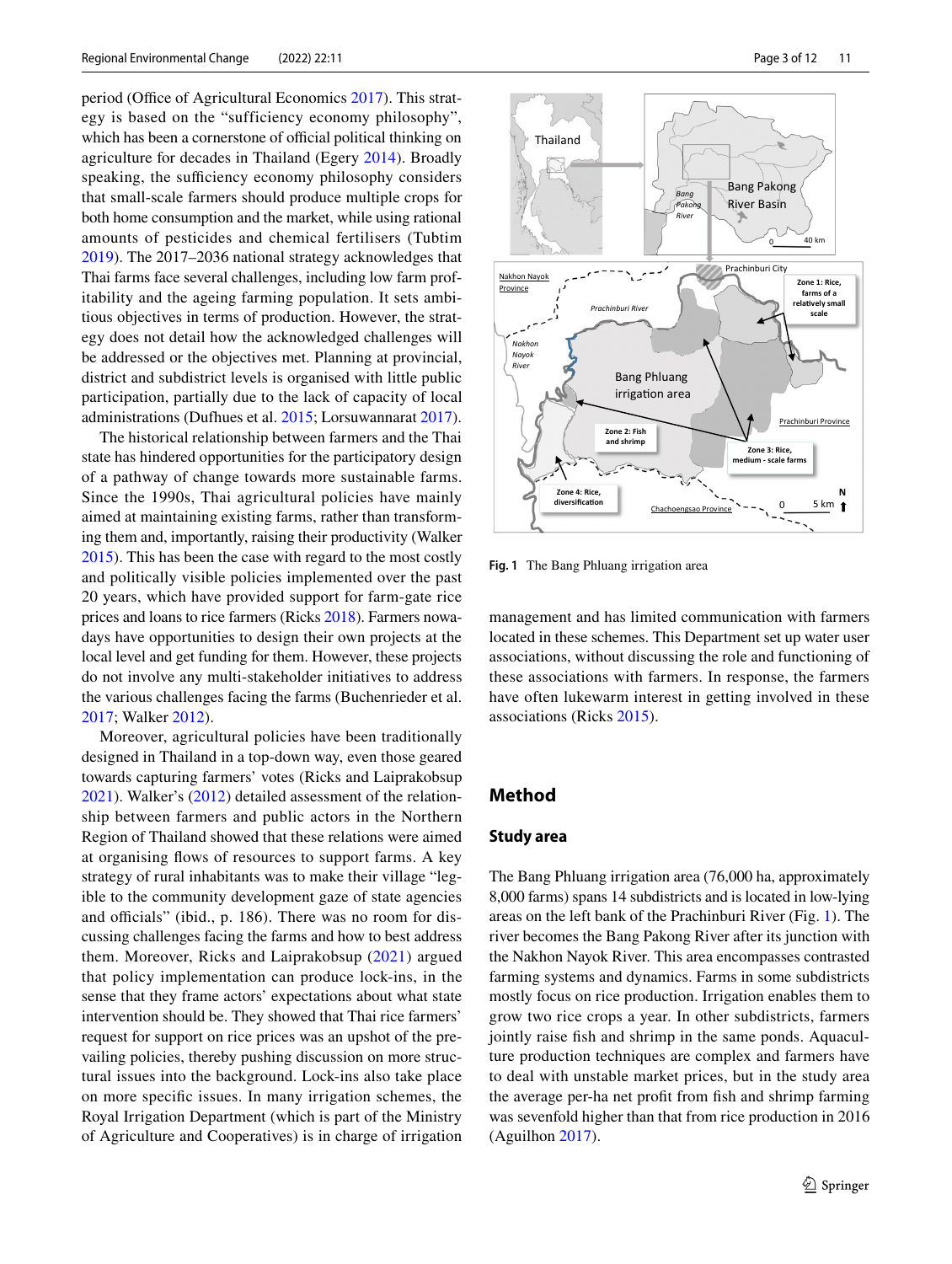period (Office of Agricultural Economics 2017). This strategy is based on the "sufficiency economy philosophy", which has been a cornerstone of official political thinking on agriculture for decades in Thailand (Egery 2014). Broadly speaking, the sufficiency economy philosophy considers that small-scale farmers should produce multiple crops for both home consumption and the market, while using rational amounts of pesticides and chemical fertilisers (Tubtim 2019). The 2017–2036 national strategy acknowledges that Thai farms face several challenges, including low farm profitability and the ageing farming population. It sets ambitious objectives in terms of production. However, the strategy does not detail how the acknowledged challenges will be addressed or the objectives met. Planning at provincial, district and subdistrict levels is organised with little public participation, partially due to the lack of capacity of local administrations (Dufhues et al. 2015; Lorsuwannarat 2017).

The historical relationship between farmers and the Thai state has hindered opportunities for the participatory design of a pathway of change towards more sustainable farms. Since the 1990s, Thai agricultural policies have mainly aimed at maintaining existing farms, rather than transforming them and, importantly, raising their productivity (Walker 2015). This has been the case with regard to the most costly and politically visible policies implemented over the past 20 years, which have provided support for farm-gate rice prices and loans to rice farmers (Ricks 2018). Farmers nowadays have opportunities to design their own projects at the local level and get funding for them. However, these projects do not involve any multi-stakeholder initiatives to address the various challenges facing the farms (Buchenrieder et al. 2017; Walker 2012).

Moreover, agricultural policies have been traditionally designed in Thailand in a top-down way, even those geared towards capturing farmers' votes (Ricks and Laiprakobsup 2021). Walker's (2012) detailed assessment of the relationship between farmers and public actors in the Northern Region of Thailand showed that these relations were aimed at organising flows of resources to support farms. A key strategy of rural inhabitants was to make their village "legible to the community development gaze of state agencies and officials" (ibid., p. 186). There was no room for discussing challenges facing the farms and how to best address them. Moreover, Ricks and Laiprakobsup (2021) argued that policy implementation can produce lock-ins, in the sense that they frame actors' expectations about what state intervention should be. They showed that Thai rice farmers' request for support on rice prices was an upshot of the prevailing policies, thereby pushing discussion on more structural issues into the background. Lock-ins also take place on more specific issues. In many irrigation schemes, the Royal Irrigation Department (which is part of the Ministry of Agriculture and Cooperatives) is in charge of irrigation management and has limited communication with farmers located in these schemes. This Department set up water user associations, without discussing the role and functioning of these associations with farmers. In response, the farmers have often lukewarm interest in getting involved in these associations (Ricks 2015).

**Fig. 1** The Bang Phluang irrigation area

## Method

### Study area

The Bang Phluang irrigation area (76,000 ha, approximately 8,000 farms) spans 14 subdistricts and is located in low-lying areas on the left bank of the Prachinburi River (Fig. 1). The river becomes the Bang Pakong River after its junction with the Nakhon Nayok River. This area encompasses contrasted farming systems and dynamics. Farms in some subdistricts mostly focus on rice production. Irrigation enables them to grow two rice crops a year. In other subdistricts, farmers jointly raise fish and shrimp in the same ponds. Aquaculture production techniques are complex and farmers have to deal with unstable market prices, but in the study area the average per-ha net profit from fish and shrimp farming was sevenfold higher than that from rice production in 2016 (Aguilhon 2017).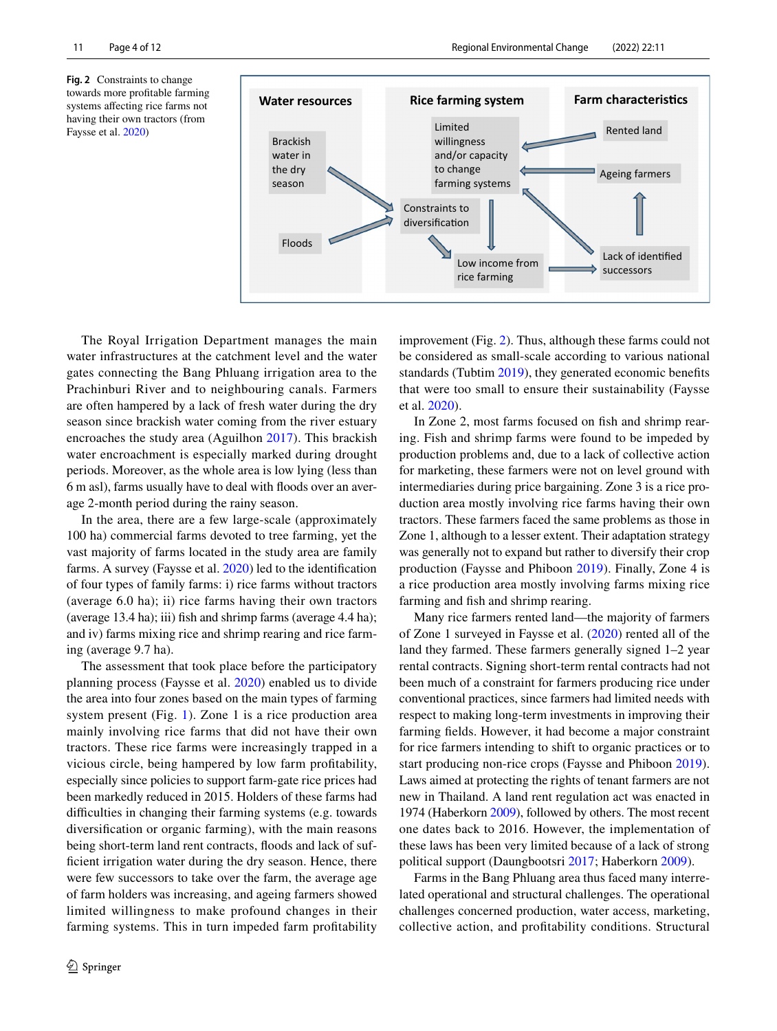**Fig. 2** Constraints to change towards more profitable farming systems affecting rice farms not having their own tractors (from Faysse et al. 2020)

The Royal Irrigation Department manages the main water infrastructures at the catchment level and the water gates connecting the Bang Phluang irrigation area to the Prachinburi River and to neighbouring canals. Farmers are often hampered by a lack of fresh water during the dry season since brackish water coming from the river estuary encroaches the study area (Aguilhon 2017). This brackish water encroachment is especially marked during drought periods. Moreover, as the whole area is low lying (less than 6 m asl), farms usually have to deal with floods over an average 2-month period during the rainy season.

In the area, there are a few large-scale (approximately 100 ha) commercial farms devoted to tree farming, yet the vast majority of farms located in the study area are family farms. A survey (Faysse et al. 2020) led to the identification of four types of family farms: i) rice farms without tractors (average 6.0 ha); ii) rice farms having their own tractors (average 13.4 ha); iii) fish and shrimp farms (average 4.4 ha); and iv) farms mixing rice and shrimp rearing and rice farming (average 9.7 ha).

The assessment that took place before the participatory planning process (Faysse et al. 2020) enabled us to divide the area into four zones based on the main types of farming system present (Fig. 1). Zone 1 is a rice production area mainly involving rice farms that did not have their own tractors. These rice farms were increasingly trapped in a vicious circle, being hampered by low farm profitability, especially since policies to support farm-gate rice prices had been markedly reduced in 2015. Holders of these farms had difficulties in changing their farming systems (e.g. towards diversification or organic farming), with the main reasons being short-term land rent contracts, floods and lack of sufficient irrigation water during the dry season. Hence, there were few successors to take over the farm, the average age of farm holders was increasing, and ageing farmers showed limited willingness to make profound changes in their farming systems. This in turn impeded farm profitability improvement (Fig. 2). Thus, although these farms could not be considered as small-scale according to various national standards (Tubtim 2019), they generated economic benefits that were too small to ensure their sustainability (Faysse et al. 2020).

In Zone 2, most farms focused on fish and shrimp rearing. Fish and shrimp farms were found to be impeded by production problems and, due to a lack of collective action for marketing, these farmers were not on level ground with intermediaries during price bargaining. Zone 3 is a rice production area mostly involving rice farms having their own tractors. These farmers faced the same problems as those in Zone 1, although to a lesser extent. Their adaptation strategy was generally not to expand but rather to diversify their crop production (Faysse and Phiboon 2019). Finally, Zone 4 is a rice production area mostly involving farms mixing rice farming and fish and shrimp rearing.

Many rice farmers rented land—the majority of farmers of Zone 1 surveyed in Faysse et al. (2020) rented all of the land they farmed. These farmers generally signed 1–2 year rental contracts. Signing short-term rental contracts had not been much of a constraint for farmers producing rice under conventional practices, since farmers had limited needs with respect to making long-term investments in improving their farming fields. However, it had become a major constraint for rice farmers intending to shift to organic practices or to start producing non-rice crops (Faysse and Phiboon 2019). Laws aimed at protecting the rights of tenant farmers are not new in Thailand. A land rent regulation act was enacted in 1974 (Haberkorn 2009), followed by others. The most recent one dates back to 2016. However, the implementation of these laws has been very limited because of a lack of strong political support (Daungbootsri 2017; Haberkorn 2009).

Farms in the Bang Phluang area thus faced many interrelated operational and structural challenges. The operational challenges concerned production, water access, marketing, collective action, and profitability conditions. Structural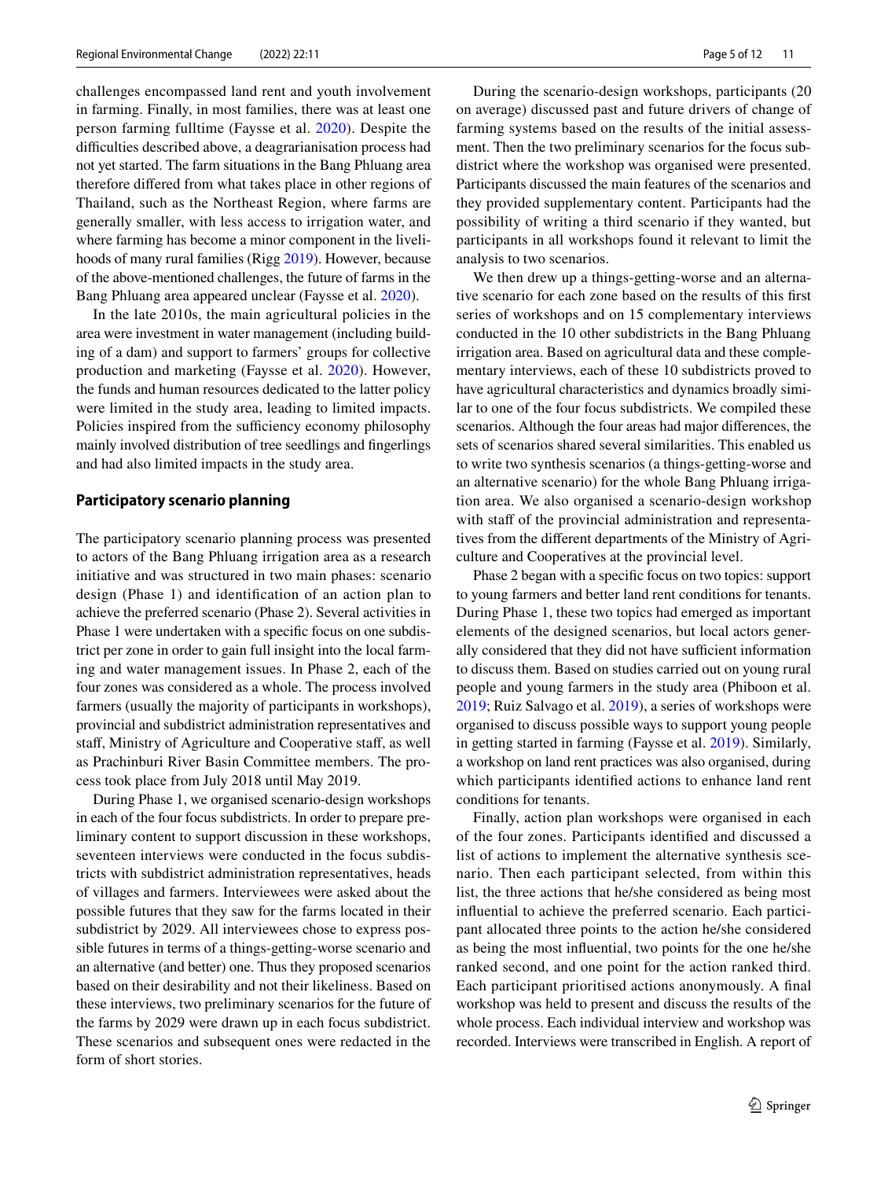challenges encompassed land rent and youth involvement in farming. Finally, in most families, there was at least one person farming fulltime (Faysse et al. 2020). Despite the difficulties described above, a deagrarianisation process had not yet started. The farm situations in the Bang Phluang area therefore differed from what takes place in other regions of Thailand, such as the Northeast Region, where farms are generally smaller, with less access to irrigation water, and where farming has become a minor component in the livelihoods of many rural families (Rigg 2019). However, because of the above-mentioned challenges, the future of farms in the Bang Phluang area appeared unclear (Faysse et al. 2020).

In the late 2010s, the main agricultural policies in the area were investment in water management (including building of a dam) and support to farmers' groups for collective production and marketing (Faysse et al. 2020). However, the funds and human resources dedicated to the latter policy were limited in the study area, leading to limited impacts. Policies inspired from the sufficiency economy philosophy mainly involved distribution of tree seedlings and fingerlings and had also limited impacts in the study area.

## Participatory scenario planning

The participatory scenario planning process was presented to actors of the Bang Phluang irrigation area as a research initiative and was structured in two main phases: scenario design (Phase 1) and identification of an action plan to achieve the preferred scenario (Phase 2). Several activities in Phase 1 were undertaken with a specific focus on one subdistrict per zone in order to gain full insight into the local farming and water management issues. In Phase 2, each of the four zones was considered as a whole. The process involved farmers (usually the majority of participants in workshops), provincial and subdistrict administration representatives and staff, Ministry of Agriculture and Cooperative staff, as well as Prachinburi River Basin Committee members. The process took place from July 2018 until May 2019.

During Phase 1, we organised scenario-design workshops in each of the four focus subdistricts. In order to prepare preliminary content to support discussion in these workshops, seventeen interviews were conducted in the focus subdistricts with subdistrict administration representatives, heads of villages and farmers. Interviewees were asked about the possible futures that they saw for the farms located in their subdistrict by 2029. All interviewees chose to express possible futures in terms of a things-getting-worse scenario and an alternative (and better) one. Thus they proposed scenarios based on their desirability and not their likeliness. Based on these interviews, two preliminary scenarios for the future of the farms by 2029 were drawn up in each focus subdistrict. These scenarios and subsequent ones were redacted in the form of short stories.

During the scenario-design workshops, participants (20 on average) discussed past and future drivers of change of farming systems based on the results of the initial assessment. Then the two preliminary scenarios for the focus subdistrict where the workshop was organised were presented. Participants discussed the main features of the scenarios and they provided supplementary content. Participants had the possibility of writing a third scenario if they wanted, but participants in all workshops found it relevant to limit the analysis to two scenarios.

We then drew up a things-getting-worse and an alternative scenario for each zone based on the results of this first series of workshops and on 15 complementary interviews conducted in the 10 other subdistricts in the Bang Phluang irrigation area. Based on agricultural data and these complementary interviews, each of these 10 subdistricts proved to have agricultural characteristics and dynamics broadly similar to one of the four focus subdistricts. We compiled these scenarios. Although the four areas had major differences, the sets of scenarios shared several similarities. This enabled us to write two synthesis scenarios (a things-getting-worse and an alternative scenario) for the whole Bang Phluang irrigation area. We also organised a scenario-design workshop with staff of the provincial administration and representatives from the different departments of the Ministry of Agriculture and Cooperatives at the provincial level.

Phase 2 began with a specific focus on two topics: support to young farmers and better land rent conditions for tenants. During Phase 1, these two topics had emerged as important elements of the designed scenarios, but local actors generally considered that they did not have sufficient information to discuss them. Based on studies carried out on young rural people and young farmers in the study area (Phiboon et al. 2019; Ruiz Salvago et al. 2019), a series of workshops were organised to discuss possible ways to support young people in getting started in farming (Faysse et al. 2019). Similarly, a workshop on land rent practices was also organised, during which participants identified actions to enhance land rent conditions for tenants.

Finally, action plan workshops were organised in each of the four zones. Participants identified and discussed a list of actions to implement the alternative synthesis scenario. Then each participant selected, from within this list, the three actions that he/she considered as being most influential to achieve the preferred scenario. Each participant allocated three points to the action he/she considered as being the most influential, two points for the one he/she ranked second, and one point for the action ranked third. Each participant prioritised actions anonymously. A final workshop was held to present and discuss the results of the whole process. Each individual interview and workshop was recorded. Interviews were transcribed in English. A report of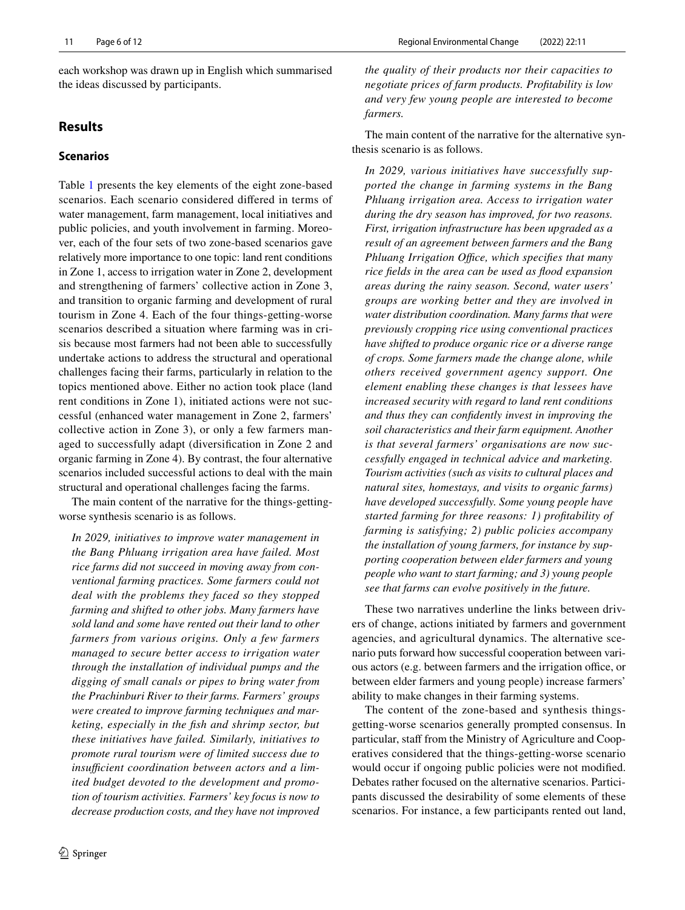each workshop was drawn up in English which summarised the ideas discussed by participants.

## Results

### Scenarios

Table 1 presents the key elements of the eight zone-based scenarios. Each scenario considered differed in terms of water management, farm management, local initiatives and public policies, and youth involvement in farming. Moreover, each of the four sets of two zone-based scenarios gave relatively more importance to one topic: land rent conditions in Zone 1, access to irrigation water in Zone 2, development and strengthening of farmers' collective action in Zone 3, and transition to organic farming and development of rural tourism in Zone 4. Each of the four things-getting-worse scenarios described a situation where farming was in crisis because most farmers had not been able to successfully undertake actions to address the structural and operational challenges facing their farms, particularly in relation to the topics mentioned above. Either no action took place (land rent conditions in Zone 1), initiated actions were not successful (enhanced water management in Zone 2, farmers' collective action in Zone 3), or only a few farmers managed to successfully adapt (diversification in Zone 2 and organic farming in Zone 4). By contrast, the four alternative scenarios included successful actions to deal with the main structural and operational challenges facing the farms.

The main content of the narrative for the things-getting-worse synthesis scenario is as follows.

> *In 2029, initiatives to improve water management in the Bang Phluang irrigation area have failed. Most rice farms did not succeed in moving away from conventional farming practices. Some farmers could not deal with the problems they faced so they stopped farming and shifted to other jobs. Many farmers have sold land and some have rented out their land to other farmers from various origins. Only a few farmers managed to secure better access to irrigation water through the installation of individual pumps and the digging of small canals or pipes to bring water from the Prachinburi River to their farms. Farmers' groups were created to improve farming techniques and marketing, especially in the fish and shrimp sector, but these initiatives have failed. Similarly, initiatives to promote rural tourism were of limited success due to insufficient coordination between actors and a limited budget devoted to the development and promotion of tourism activities. Farmers' key focus is now to decrease production costs, and they have not improved the quality of their products nor their capacities to negotiate prices of farm products. Profitability is low and very few young people are interested to become farmers.*

The main content of the narrative for the alternative synthesis scenario is as follows.

> *In 2029, various initiatives have successfully supported the change in farming systems in the Bang Phluang irrigation area. Access to irrigation water during the dry season has improved, for two reasons. First, irrigation infrastructure has been upgraded as a result of an agreement between farmers and the Bang Phluang Irrigation Office, which specifies that many rice fields in the area can be used as flood expansion areas during the rainy season. Second, water users' groups are working better and they are involved in water distribution coordination. Many farms that were previously cropping rice using conventional practices have shifted to produce organic rice or a diverse range of crops. Some farmers made the change alone, while others received government agency support. One element enabling these changes is that lessees have increased security with regard to land rent conditions and thus they can confidently invest in improving the soil characteristics and their farm equipment. Another is that several farmers' organisations are now successfully engaged in technical advice and marketing. Tourism activities (such as visits to cultural places and natural sites, homestays, and visits to organic farms) have developed successfully. Some young people have started farming for three reasons: 1) profitability of farming is satisfying; 2) public policies accompany the installation of young farmers, for instance by supporting cooperation between elder farmers and young people who want to start farming; and 3) young people see that farms can evolve positively in the future.*

These two narratives underline the links between drivers of change, actions initiated by farmers and government agencies, and agricultural dynamics. The alternative scenario puts forward how successful cooperation between various actors (e.g. between farmers and the irrigation office, or between elder farmers and young people) increase farmers' ability to make changes in their farming systems.

The content of the zone-based and synthesis things-getting-worse scenarios generally prompted consensus. In particular, staff from the Ministry of Agriculture and Cooperatives considered that the things-getting-worse scenario would occur if ongoing public policies were not modified. Debates rather focused on the alternative scenarios. Participants discussed the desirability of some elements of these scenarios. For instance, a few participants rented out land,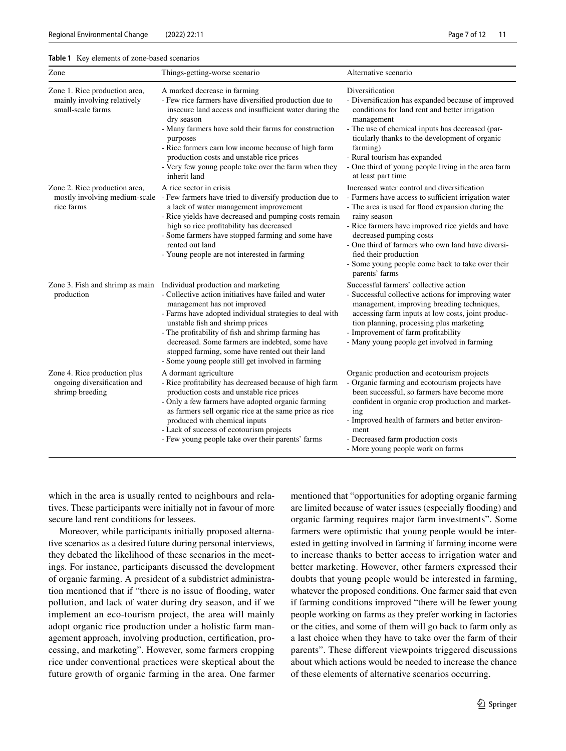**Table 1** Key elements of zone-based scenarios

| Zone | Things-getting-worse scenario | Alternative scenario |
|---|---|---|
| Zone 1. Rice production area, mainly involving relatively small-scale farms | A marked decrease in farming<br>- Few rice farmers have diversified production due to insecure land access and insufficient water during the dry season<br>- Many farmers have sold their farms for construction purposes<br>- Rice farmers earn low income because of high farm production costs and unstable rice prices<br>- Very few young people take over the farm when they inherit land | Diversification<br>- Diversification has expanded because of improved conditions for land rent and better irrigation management<br>- The use of chemical inputs has decreased (particularly thanks to the development of organic farming)<br>- Rural tourism has expanded<br>- One third of young people living in the area farm at least part time |
| Zone 2. Rice production area, mostly involving medium-scale rice farms | A rice sector in crisis<br>- Few farmers have tried to diversify production due to a lack of water management improvement<br>- Rice yields have decreased and pumping costs remain high so rice profitability has decreased<br>- Some farmers have stopped farming and some have rented out land<br>- Young people are not interested in farming | Increased water control and diversification<br>- Farmers have access to sufficient irrigation water<br>- The area is used for flood expansion during the rainy season<br>- Rice farmers have improved rice yields and have decreased pumping costs<br>- One third of farmers who own land have diversified their production<br>- Some young people come back to take over their parents' farms |
| Zone 3. Fish and shrimp as main production | Individual production and marketing<br>- Collective action initiatives have failed and water management has not improved<br>- Farms have adopted individual strategies to deal with unstable fish and shrimp prices<br>- The profitability of fish and shrimp farming has decreased. Some farmers are indebted, some have stopped farming, some have rented out their land<br>- Some young people still get involved in farming | Successful farmers' collective action<br>- Successful collective actions for improving water management, improving breeding techniques, accessing farm inputs at low costs, joint production planning, processing plus marketing<br>- Improvement of farm profitability<br>- Many young people get involved in farming |
| Zone 4. Rice production plus ongoing diversification and shrimp breeding | A dormant agriculture<br>- Rice profitability has decreased because of high farm production costs and unstable rice prices<br>- Only a few farmers have adopted organic farming as farmers sell organic rice at the same price as rice produced with chemical inputs<br>- Lack of success of ecotourism projects<br>- Few young people take over their parents' farms | Organic production and ecotourism projects<br>- Organic farming and ecotourism projects have been successful, so farmers have become more confident in organic crop production and marketing<br>- Improved health of farmers and better environment<br>- Decreased farm production costs<br>- More young people work on farms |

which in the area is usually rented to neighbours and relatives. These participants were initially not in favour of more secure land rent conditions for lessees.

Moreover, while participants initially proposed alternative scenarios as a desired future during personal interviews, they debated the likelihood of these scenarios in the meetings. For instance, participants discussed the development of organic farming. A president of a subdistrict administration mentioned that if "there is no issue of flooding, water pollution, and lack of water during dry season, and if we implement an eco-tourism project, the area will mainly adopt organic rice production under a holistic farm management approach, involving production, certification, processing, and marketing". However, some farmers cropping rice under conventional practices were skeptical about the future growth of organic farming in the area. One farmer mentioned that "opportunities for adopting organic farming are limited because of water issues (especially flooding) and organic farming requires major farm investments". Some farmers were optimistic that young people would be interested in getting involved in farming if farming income were to increase thanks to better access to irrigation water and better marketing. However, other farmers expressed their doubts that young people would be interested in farming, whatever the proposed conditions. One farmer said that even if farming conditions improved "there will be fewer young people working on farms as they prefer working in factories or the cities, and some of them will go back to farm only as a last choice when they have to take over the farm of their parents". These different viewpoints triggered discussions about which actions would be needed to increase the chance of these elements of alternative scenarios occurring.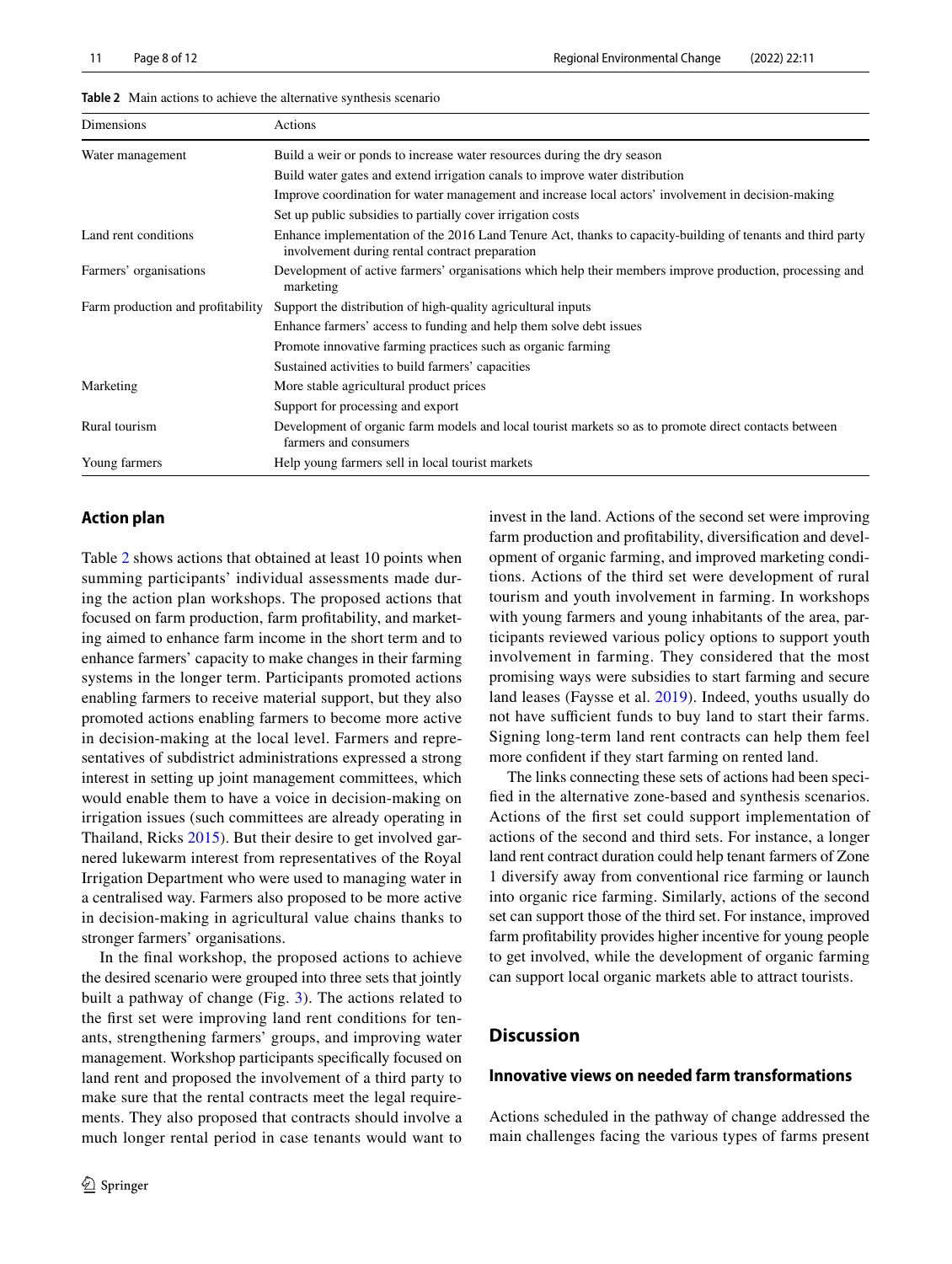**Table 2** Main actions to achieve the alternative synthesis scenario

| Dimensions | Actions |
|---|---|
| Water management | Build a weir or ponds to increase water resources during the dry season |
| | Build water gates and extend irrigation canals to improve water distribution |
| | Improve coordination for water management and increase local actors' involvement in decision-making |
| | Set up public subsidies to partially cover irrigation costs |
| Land rent conditions | Enhance implementation of the 2016 Land Tenure Act, thanks to capacity-building of tenants and third party involvement during rental contract preparation |
| Farmers' organisations | Development of active farmers' organisations which help their members improve production, processing and marketing |
| Farm production and profitability | Support the distribution of high-quality agricultural inputs |
| | Enhance farmers' access to funding and help them solve debt issues |
| | Promote innovative farming practices such as organic farming |
| | Sustained activities to build farmers' capacities |
| Marketing | More stable agricultural product prices |
| | Support for processing and export |
| Rural tourism | Development of organic farm models and local tourist markets so as to promote direct contacts between farmers and consumers |
| Young farmers | Help young farmers sell in local tourist markets |

## Action plan

Table 2 shows actions that obtained at least 10 points when summing participants' individual assessments made during the action plan workshops. The proposed actions that focused on farm production, farm profitability, and marketing aimed to enhance farm income in the short term and to enhance farmers' capacity to make changes in their farming systems in the longer term. Participants promoted actions enabling farmers to receive material support, but they also promoted actions enabling farmers to become more active in decision-making at the local level. Farmers and representatives of subdistrict administrations expressed a strong interest in setting up joint management committees, which would enable them to have a voice in decision-making on irrigation issues (such committees are already operating in Thailand, Ricks 2015). But their desire to get involved garnered lukewarm interest from representatives of the Royal Irrigation Department who were used to managing water in a centralised way. Farmers also proposed to be more active in decision-making in agricultural value chains thanks to stronger farmers' organisations.

In the final workshop, the proposed actions to achieve the desired scenario were grouped into three sets that jointly built a pathway of change (Fig. 3). The actions related to the first set were improving land rent conditions for tenants, strengthening farmers' groups, and improving water management. Workshop participants specifically focused on land rent and proposed the involvement of a third party to make sure that the rental contracts meet the legal requirements. They also proposed that contracts should involve a much longer rental period in case tenants would want to invest in the land. Actions of the second set were improving farm production and profitability, diversification and development of organic farming, and improved marketing conditions. Actions of the third set were development of rural tourism and youth involvement in farming. In workshops with young farmers and young inhabitants of the area, participants reviewed various policy options to support youth involvement in farming. They considered that the most promising ways were subsidies to start farming and secure land leases (Faysse et al. 2019). Indeed, youths usually do not have sufficient funds to buy land to start their farms. Signing long-term land rent contracts can help them feel more confident if they start farming on rented land.

The links connecting these sets of actions had been specified in the alternative zone-based and synthesis scenarios. Actions of the first set could support implementation of actions of the second and third sets. For instance, a longer land rent contract duration could help tenant farmers of Zone 1 diversify away from conventional rice farming or launch into organic rice farming. Similarly, actions of the second set can support those of the third set. For instance, improved farm profitability provides higher incentive for young people to get involved, while the development of organic farming can support local organic markets able to attract tourists.

## Discussion

### Innovative views on needed farm transformations

Actions scheduled in the pathway of change addressed the main challenges facing the various types of farms present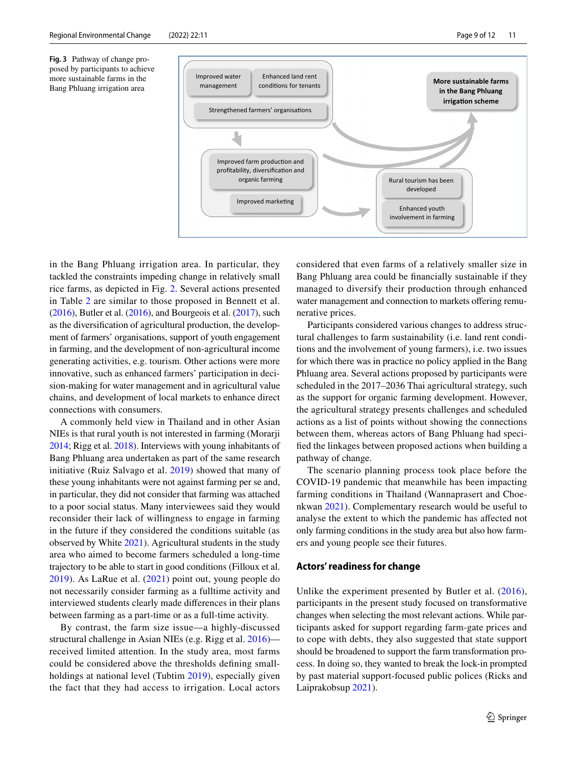**Fig. 3** Pathway of change proposed by participants to achieve more sustainable farms in the Bang Phluang irrigation area

in the Bang Phluang irrigation area. In particular, they tackled the constraints impeding change in relatively small rice farms, as depicted in Fig. 2. Several actions presented in Table 2 are similar to those proposed in Bennett et al. (2016), Butler et al. (2016), and Bourgeois et al. (2017), such as the diversification of agricultural production, the development of farmers' organisations, support of youth engagement in farming, and the development of non-agricultural income generating activities, e.g. tourism. Other actions were more innovative, such as enhanced farmers' participation in decision-making for water management and in agricultural value chains, and development of local markets to enhance direct connections with consumers.

A commonly held view in Thailand and in other Asian NIEs is that rural youth is not interested in farming (Morarji 2014; Rigg et al. 2018). Interviews with young inhabitants of Bang Phluang area undertaken as part of the same research initiative (Ruiz Salvago et al. 2019) showed that many of these young inhabitants were not against farming per se and, in particular, they did not consider that farming was attached to a poor social status. Many interviewees said they would reconsider their lack of willingness to engage in farming in the future if they considered the conditions suitable (as observed by White 2021). Agricultural students in the study area who aimed to become farmers scheduled a long-time trajectory to be able to start in good conditions (Filloux et al. 2019). As LaRue et al. (2021) point out, young people do not necessarily consider farming as a fulltime activity and interviewed students clearly made differences in their plans between farming as a part-time or as a full-time activity.

By contrast, the farm size issue—a highly-discussed structural challenge in Asian NIEs (e.g. Rigg et al. 2016)—received limited attention. In the study area, most farms could be considered above the thresholds defining smallholdings at national level (Tubtim 2019), especially given the fact that they had access to irrigation. Local actors considered that even farms of a relatively smaller size in Bang Phluang area could be financially sustainable if they managed to diversify their production through enhanced water management and connection to markets offering remunerative prices.

Participants considered various changes to address structural challenges to farm sustainability (i.e. land rent conditions and the involvement of young farmers), i.e. two issues for which there was in practice no policy applied in the Bang Phluang area. Several actions proposed by participants were scheduled in the 2017–2036 Thai agricultural strategy, such as the support for organic farming development. However, the agricultural strategy presents challenges and scheduled actions as a list of points without showing the connections between them, whereas actors of Bang Phluang had specified the linkages between proposed actions when building a pathway of change.

The scenario planning process took place before the COVID-19 pandemic that meanwhile has been impacting farming conditions in Thailand (Wannaprasert and Choenkwan 2021). Complementary research would be useful to analyse the extent to which the pandemic has affected not only farming conditions in the study area but also how farmers and young people see their futures.

## Actors' readiness for change

Unlike the experiment presented by Butler et al. (2016), participants in the present study focused on transformative changes when selecting the most relevant actions. While participants asked for support regarding farm-gate prices and to cope with debts, they also suggested that state support should be broadened to support the farm transformation process. In doing so, they wanted to break the lock-in prompted by past material support-focused public polices (Ricks and Laiprakobsup 2021).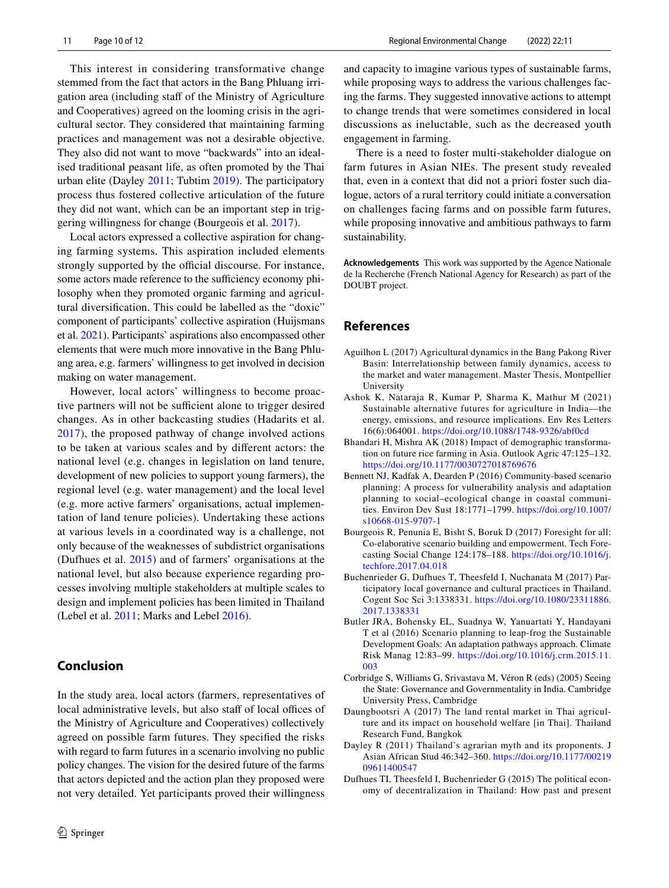This interest in considering transformative change stemmed from the fact that actors in the Bang Phluang irrigation area (including staff of the Ministry of Agriculture and Cooperatives) agreed on the looming crisis in the agricultural sector. They considered that maintaining farming practices and management was not a desirable objective. They also did not want to move "backwards" into an idealised traditional peasant life, as often promoted by the Thai urban elite (Dayley 2011; Tubtim 2019). The participatory process thus fostered collective articulation of the future they did not want, which can be an important step in triggering willingness for change (Bourgeois et al. 2017).

Local actors expressed a collective aspiration for changing farming systems. This aspiration included elements strongly supported by the official discourse. For instance, some actors made reference to the sufficiency economy philosophy when they promoted organic farming and agricultural diversification. This could be labelled as the "doxic" component of participants' collective aspiration (Huijsmans et al. 2021). Participants' aspirations also encompassed other elements that were much more innovative in the Bang Phluang area, e.g. farmers' willingness to get involved in decision making on water management.

However, local actors' willingness to become proactive partners will not be sufficient alone to trigger desired changes. As in other backcasting studies (Hadarits et al. 2017), the proposed pathway of change involved actions to be taken at various scales and by different actors: the national level (e.g. changes in legislation on land tenure, development of new policies to support young farmers), the regional level (e.g. water management) and the local level (e.g. more active farmers' organisations, actual implementation of land tenure policies). Undertaking these actions at various levels in a coordinated way is a challenge, not only because of the weaknesses of subdistrict organisations (Dufhues et al. 2015) and of farmers' organisations at the national level, but also because experience regarding processes involving multiple stakeholders at multiple scales to design and implement policies has been limited in Thailand (Lebel et al. 2011; Marks and Lebel 2016).

## Conclusion

In the study area, local actors (farmers, representatives of local administrative levels, but also staff of local offices of the Ministry of Agriculture and Cooperatives) collectively agreed on possible farm futures. They specified the risks with regard to farm futures in a scenario involving no public policy changes. The vision for the desired future of the farms that actors depicted and the action plan they proposed were not very detailed. Yet participants proved their willingness and capacity to imagine various types of sustainable farms, while proposing ways to address the various challenges facing the farms. They suggested innovative actions to attempt to change trends that were sometimes considered in local discussions as ineluctable, such as the decreased youth engagement in farming.

There is a need to foster multi-stakeholder dialogue on farm futures in Asian NIEs. The present study revealed that, even in a context that did not a priori foster such dialogue, actors of a rural territory could initiate a conversation on challenges facing farms and on possible farm futures, while proposing innovative and ambitious pathways to farm sustainability.

**Acknowledgements** This work was supported by the Agence Nationale de la Recherche (French National Agency for Research) as part of the DOUBT project.

## References

Aguilhon L (2017) Agricultural dynamics in the Bang Pakong River Basin: Interrelationship between family dynamics, access to the market and water management. Master Thesis, Montpellier University

Ashok K, Nataraja R, Kumar P, Sharma K, Mathur M (2021) Sustainable alternative futures for agriculture in India—the energy, emissions, and resource implications. Env Res Letters 16(6):064001. https://doi.org/10.1088/1748-9326/abf0cd

Bhandari H, Mishra AK (2018) Impact of demographic transformation on future rice farming in Asia. Outlook Agric 47:125–132. https://doi.org/10.1177/0030727018769676

Bennett NJ, Kadfak A, Dearden P (2016) Community-based scenario planning: A process for vulnerability analysis and adaptation planning to social–ecological change in coastal communities. Environ Dev Sust 18:1771–1799. https://doi.org/10.1007/s10668-015-9707-1

Bourgeois R, Penunia E, Bisht S, Boruk D (2017) Foresight for all: Co-elaborative scenario building and empowerment. Tech Forecasting Social Change 124:178–188. https://doi.org/10.1016/j.techfore.2017.04.018

Buchenrieder G, Dufhues T, Theesfeld I, Nuchanata M (2017) Participatory local governance and cultural practices in Thailand. Cogent Soc Sci 3:1338331. https://doi.org/10.1080/23311886.2017.1338331

Butler JRA, Bohensky EL, Suadnya W, Yanuartati Y, Handayani T et al (2016) Scenario planning to leap-frog the Sustainable Development Goals: An adaptation pathways approach. Climate Risk Manag 12:83–99. https://doi.org/10.1016/j.crm.2015.11.003

Corbridge S, Williams G, Srivastava M, Véron R (eds) (2005) Seeing the State: Governance and Governmentality in India. Cambridge University Press, Cambridge

Daungbootsri A (2017) The land rental market in Thai agriculture and its impact on household welfare [in Thai]. Thailand Research Fund, Bangkok

Dayley R (2011) Thailand's agrarian myth and its proponents. J Asian African Stud 46:342–360. https://doi.org/10.1177/0021909611400547

Dufhues TI, Theesfeld I, Buchenrieder G (2015) The political economy of decentralization in Thailand: How past and present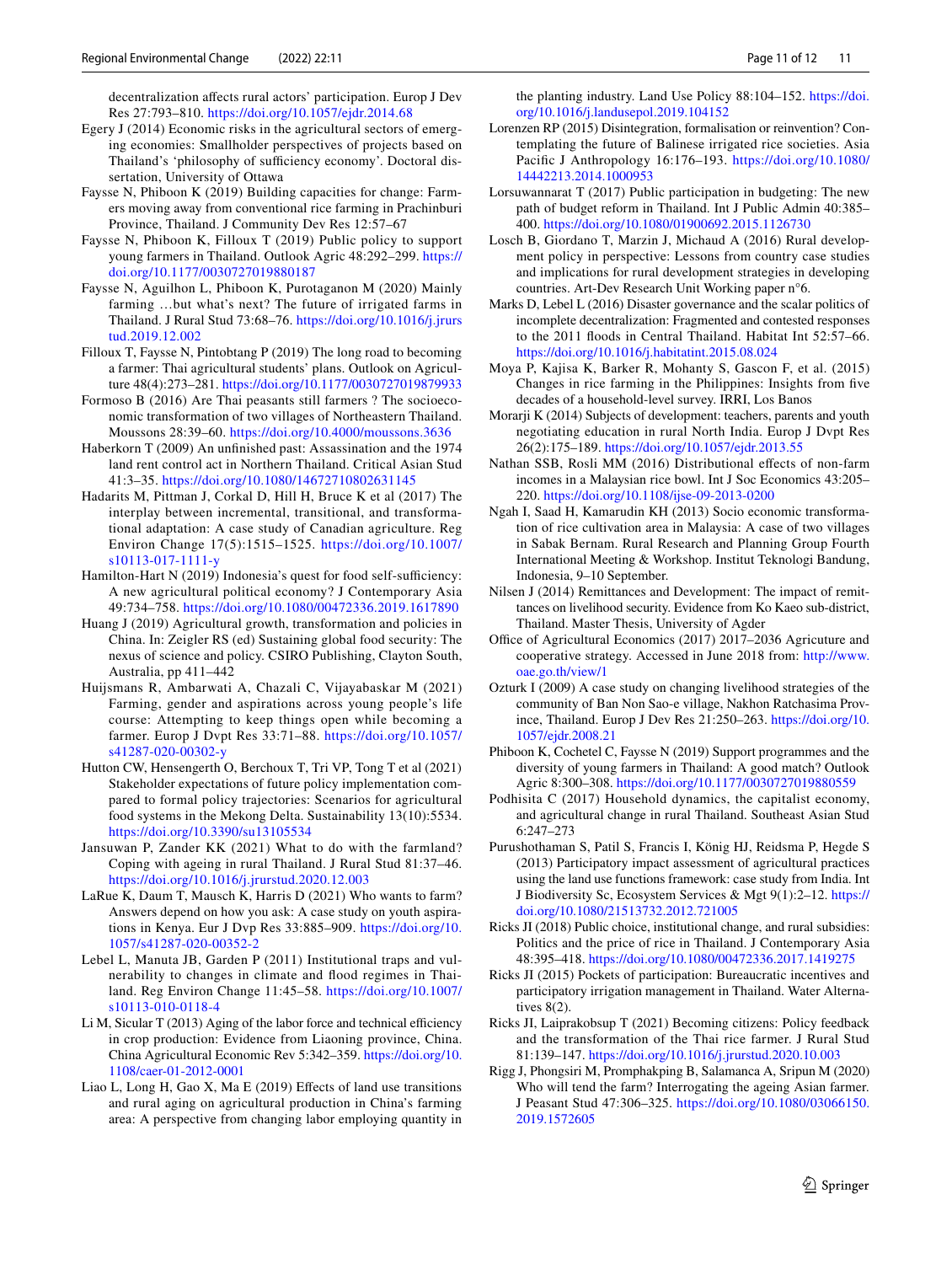decentralization affects rural actors' participation. Europ J Dev Res 27:793–810. https://doi.org/10.1057/ejdr.2014.68

Egery J (2014) Economic risks in the agricultural sectors of emerging economies: Smallholder perspectives of projects based on Thailand's 'philosophy of sufficiency economy'. Doctoral dissertation, University of Ottawa

Faysse N, Phiboon K (2019) Building capacities for change: Farmers moving away from conventional rice farming in Prachinburi Province, Thailand. J Community Dev Res 12:57–67

Faysse N, Phiboon K, Filloux T (2019) Public policy to support young farmers in Thailand. Outlook Agric 48:292–299. https://doi.org/10.1177/0030727019880187

Faysse N, Aguilhon L, Phiboon K, Purotaganon M (2020) Mainly farming …but what's next? The future of irrigated farms in Thailand. J Rural Stud 73:68–76. https://doi.org/10.1016/j.jrurstud.2019.12.002

Filloux T, Faysse N, Pintobtang P (2019) The long road to becoming a farmer: Thai agricultural students' plans. Outlook on Agriculture 48(4):273–281. https://doi.org/10.1177/0030727019879933

Formoso B (2016) Are Thai peasants still farmers ? The socioeconomic transformation of two villages of Northeastern Thailand. Moussons 28:39–60. https://doi.org/10.4000/moussons.3636

Haberkorn T (2009) An unfinished past: Assassination and the 1974 land rent control act in Northern Thailand. Critical Asian Stud 41:3–35. https://doi.org/10.1080/14672710802631145

Hadarits M, Pittman J, Corkal D, Hill H, Bruce K et al (2017) The interplay between incremental, transitional, and transformational adaptation: A case study of Canadian agriculture. Reg Environ Change 17(5):1515–1525. https://doi.org/10.1007/s10113-017-1111-y

Hamilton-Hart N (2019) Indonesia's quest for food self-sufficiency: A new agricultural political economy? J Contemporary Asia 49:734–758. https://doi.org/10.1080/00472336.2019.1617890

Huang J (2019) Agricultural growth, transformation and policies in China. In: Zeigler RS (ed) Sustaining global food security: The nexus of science and policy. CSIRO Publishing, Clayton South, Australia, pp 411–442

Huijsmans R, Ambarwati A, Chazali C, Vijayabaskar M (2021) Farming, gender and aspirations across young people's life course: Attempting to keep things open while becoming a farmer. Europ J Dvpt Res 33:71–88. https://doi.org/10.1057/s41287-020-00302-y

Hutton CW, Hensengerth O, Berchoux T, Tri VP, Tong T et al (2021) Stakeholder expectations of future policy implementation compared to formal policy trajectories: Scenarios for agricultural food systems in the Mekong Delta. Sustainability 13(10):5534. https://doi.org/10.3390/su13105534

Jansuwan P, Zander KK (2021) What to do with the farmland? Coping with ageing in rural Thailand. J Rural Stud 81:37–46. https://doi.org/10.1016/j.jrurstud.2020.12.003

LaRue K, Daum T, Mausch K, Harris D (2021) Who wants to farm? Answers depend on how you ask: A case study on youth aspirations in Kenya. Eur J Dvp Res 33:885–909. https://doi.org/10.1057/s41287-020-00352-2

Lebel L, Manuta JB, Garden P (2011) Institutional traps and vulnerability to changes in climate and flood regimes in Thailand. Reg Environ Change 11:45–58. https://doi.org/10.1007/s10113-010-0118-4

Li M, Sicular T (2013) Aging of the labor force and technical efficiency in crop production: Evidence from Liaoning province, China. China Agricultural Economic Rev 5:342–359. https://doi.org/10.1108/caer-01-2012-0001

Liao L, Long H, Gao X, Ma E (2019) Effects of land use transitions and rural aging on agricultural production in China's farming area: A perspective from changing labor employing quantity in the planting industry. Land Use Policy 88:104–152. https://doi.org/10.1016/j.landusepol.2019.104152

Lorenzen RP (2015) Disintegration, formalisation or reinvention? Contemplating the future of Balinese irrigated rice societies. Asia Pacific J Anthropology 16:176–193. https://doi.org/10.1080/14442213.2014.1000953

Lorsuwannarat T (2017) Public participation in budgeting: The new path of budget reform in Thailand. Int J Public Admin 40:385–400. https://doi.org/10.1080/01900692.2015.1126730

Losch B, Giordano T, Marzin J, Michaud A (2016) Rural development policy in perspective: Lessons from country case studies and implications for rural development strategies in developing countries. Art-Dev Research Unit Working paper n°6.

Marks D, Lebel L (2016) Disaster governance and the scalar politics of incomplete decentralization: Fragmented and contested responses to the 2011 floods in Central Thailand. Habitat Int 52:57–66. https://doi.org/10.1016/j.habitatint.2015.08.024

Moya P, Kajisa K, Barker R, Mohanty S, Gascon F, et al. (2015) Changes in rice farming in the Philippines: Insights from five decades of a household-level survey. IRRI, Los Banos

Morarji K (2014) Subjects of development: teachers, parents and youth negotiating education in rural North India. Europ J Dvpt Res 26(2):175–189. https://doi.org/10.1057/ejdr.2013.55

Nathan SSB, Rosli MM (2016) Distributional effects of non-farm incomes in a Malaysian rice bowl. Int J Soc Economics 43:205–220. https://doi.org/10.1108/ijse-09-2013-0200

Ngah I, Saad H, Kamarudin KH (2013) Socio economic transformation of rice cultivation area in Malaysia: A case of two villages in Sabak Bernam. Rural Research and Planning Group Fourth International Meeting & Workshop. Institut Teknologi Bandung, Indonesia, 9–10 September.

Nilsen J (2014) Remittances and Development: The impact of remittances on livelihood security. Evidence from Ko Kaeo sub-district, Thailand. Master Thesis, University of Agder

Office of Agricultural Economics (2017) 2017–2036 Agriculture and cooperative strategy. Accessed in June 2018 from: http://www.oae.go.th/view/1

Ozturk I (2009) A case study on changing livelihood strategies of the community of Ban Non Sao-e village, Nakhon Ratchasima Province, Thailand. Europ J Dev Res 21:250–263. https://doi.org/10.1057/ejdr.2008.21

Phiboon K, Cochetel C, Faysse N (2019) Support programmes and the diversity of young farmers in Thailand: A good match? Outlook Agric 8:300–308. https://doi.org/10.1177/0030727019880559

Podhisita C (2017) Household dynamics, the capitalist economy, and agricultural change in rural Thailand. Southeast Asian Stud 6:247–273

Purushothaman S, Patil S, Francis I, König HJ, Reidsma P, Hegde S (2013) Participatory impact assessment of agricultural practices using the land use functions framework: case study from India. Int J Biodiversity Sc, Ecosystem Services & Mgt 9(1):2–12. https://doi.org/10.1080/21513732.2012.721005

Ricks JI (2018) Public choice, institutional change, and rural subsidies: Politics and the price of rice in Thailand. J Contemporary Asia 48:395–418. https://doi.org/10.1080/00472336.2017.1419275

Ricks JI (2015) Pockets of participation: Bureaucratic incentives and participatory irrigation management in Thailand. Water Alternatives 8(2).

Ricks JI, Laiprakobsup T (2021) Becoming citizens: Policy feedback and the transformation of the Thai rice farmer. J Rural Stud 81:139–147. https://doi.org/10.1016/j.jrurstud.2020.10.003

Rigg J, Phongsiri M, Promphakping B, Salamanca A, Sripun M (2020) Who will tend the farm? Interrogating the ageing Asian farmer. J Peasant Stud 47:306–325. https://doi.org/10.1080/03066150.2019.1572605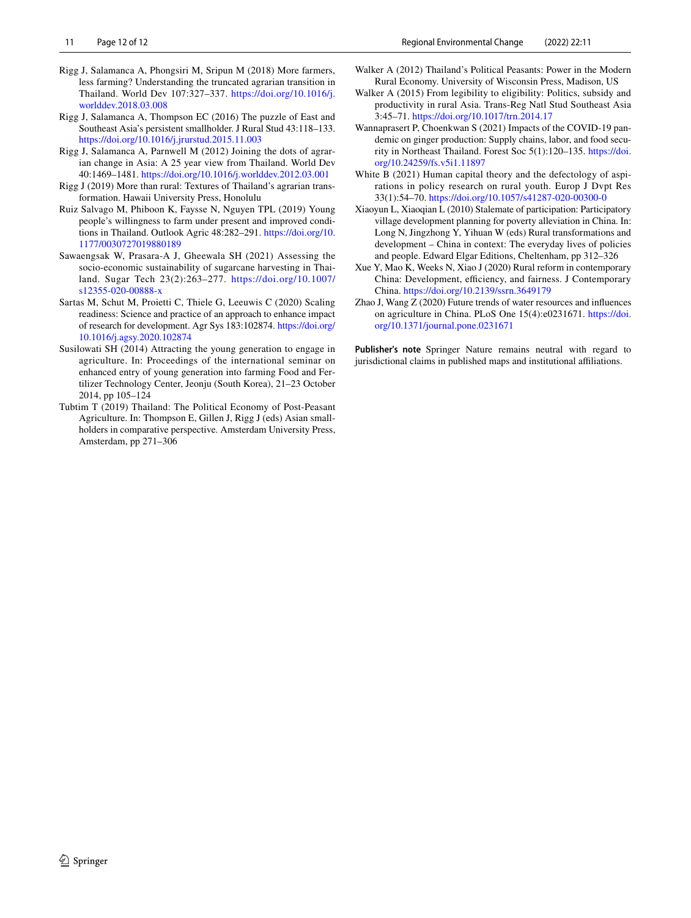Rigg J, Salamanca A, Phongsiri M, Sripun M (2018) More farmers, less farming? Understanding the truncated agrarian transition in Thailand. World Dev 107:327–337. https://doi.org/10.1016/j.worlddev.2018.03.008

Rigg J, Salamanca A, Thompson EC (2016) The puzzle of East and Southeast Asia's persistent smallholder. J Rural Stud 43:118–133. https://doi.org/10.1016/j.jrurstud.2015.11.003

Rigg J, Salamanca A, Parnwell M (2012) Joining the dots of agrarian change in Asia: A 25 year view from Thailand. World Dev 40:1469–1481. https://doi.org/10.1016/j.worlddev.2012.03.001

Rigg J (2019) More than rural: Textures of Thailand's agrarian transformation. Hawaii University Press, Honolulu

Ruiz Salvago M, Phiboon K, Faysse N, Nguyen TPL (2019) Young people's willingness to farm under present and improved conditions in Thailand. Outlook Agric 48:282–291. https://doi.org/10.1177/0030727019880189

Sawaengsak W, Prasara-A J, Gheewala SH (2021) Assessing the socio-economic sustainability of sugarcane harvesting in Thailand. Sugar Tech 23(2):263–277. https://doi.org/10.1007/s12355-020-00888-x

Sartas M, Schut M, Proietti C, Thiele G, Leeuwis C (2020) Scaling readiness: Science and practice of an approach to enhance impact of research for development. Agr Sys 183:102874. https://doi.org/10.1016/j.agsy.2020.102874

Susilowati SH (2014) Attracting the young generation to engage in agriculture. In: Proceedings of the international seminar on enhanced entry of young generation into farming Food and Fertilizer Technology Center, Jeonju (South Korea), 21–23 October 2014, pp 105–124

Tubtim T (2019) Thailand: The Political Economy of Post-Peasant Agriculture. In: Thompson E, Gillen J, Rigg J (eds) Asian smallholders in comparative perspective. Amsterdam University Press, Amsterdam, pp 271–306

Walker A (2012) Thailand's Political Peasants: Power in the Modern Rural Economy. University of Wisconsin Press, Madison, US

Walker A (2015) From legibility to eligibility: Politics, subsidy and productivity in rural Asia. Trans-Reg Natl Stud Southeast Asia 3:45–71. https://doi.org/10.1017/trn.2014.17

Wannaprasert P, Choenkwan S (2021) Impacts of the COVID-19 pandemic on ginger production: Supply chains, labor, and food security in Northeast Thailand. Forest Soc 5(1):120–135. https://doi.org/10.24259/fs.v5i1.11897

White B (2021) Human capital theory and the defectology of aspirations in policy research on rural youth. Europ J Dvpt Res 33(1):54–70. https://doi.org/10.1057/s41287-020-00300-0

Xiaoyun L, Xiaoqian L (2010) Stalemate of participation: Participatory village development planning for poverty alleviation in China. In: Long N, Jingzhong Y, Yihuan W (eds) Rural transformations and development – China in context: The everyday lives of policies and people. Edward Elgar Editions, Cheltenham, pp 312–326

Xue Y, Mao K, Weeks N, Xiao J (2020) Rural reform in contemporary China: Development, efficiency, and fairness. J Contemporary China. https://doi.org/10.2139/ssrn.3649179

Zhao J, Wang Z (2020) Future trends of water resources and influences on agriculture in China. PLoS One 15(4):e0231671. https://doi.org/10.1371/journal.pone.0231671

**Publisher's note** Springer Nature remains neutral with regard to jurisdictional claims in published maps and institutional affiliations.